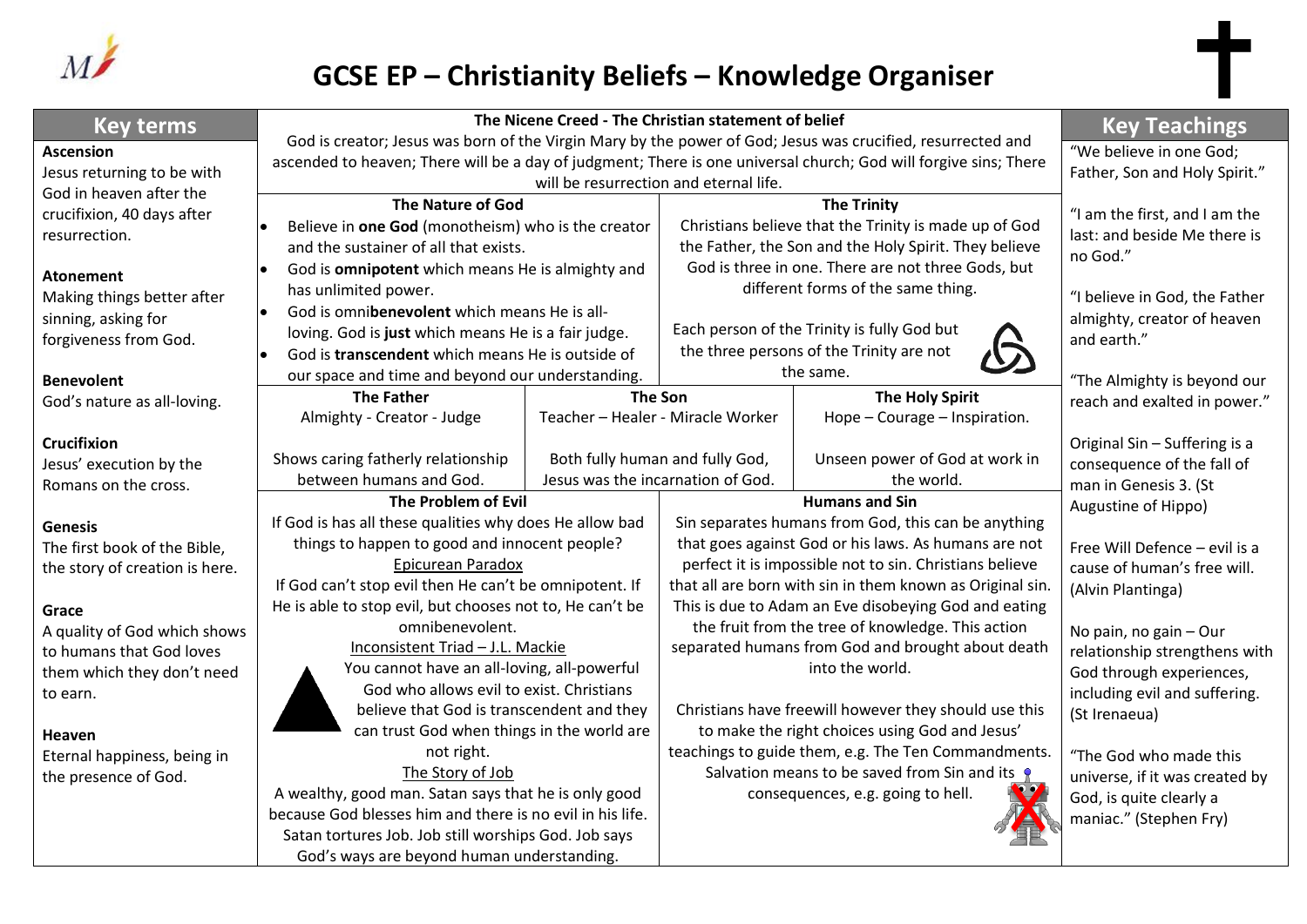# GCSE EP – Christianity Beliefs – Knowledge Organiser

## Key terms

**Ascension**
Jesus returning to be with God in heaven after the crucifixion, 40 days after resurrection.

**Atonement**
Making things better after sinning, asking for forgiveness from God.

**Benevolent**
God's nature as all-loving.

**Crucifixion**
Jesus' execution by the Romans on the cross.

**Genesis**
The first book of the Bible, the story of creation is here.

**Grace**
A quality of God which shows to humans that God loves them which they don't need to earn.

**Heaven**
Eternal happiness, being in the presence of God.

## The Nicene Creed - The Christian statement of belief

God is creator; Jesus was born of the Virgin Mary by the power of God; Jesus was crucified, resurrected and ascended to heaven; There will be a day of judgment; There is one universal church; God will forgive sins; There will be resurrection and eternal life.

### The Nature of God

- Believe in **one God** (monotheism) who is the creator and the sustainer of all that exists.
- God is **omnipotent** which means He is almighty and has unlimited power.
- God is omni**benevolent** which means He is all-loving. God is **just** which means He is a fair judge.
- God is **transcendent** which means He is outside of our space and time and beyond our understanding.

### The Trinity

Christians believe that the Trinity is made up of God the Father, the Son and the Holy Spirit. They believe God is three in one. There are not three Gods, but different forms of the same thing.

Each person of the Trinity is fully God but the three persons of the Trinity are not the same.

| The Father | The Son | The Holy Spirit |
|---|---|---|
| Almighty - Creator - Judge | Teacher – Healer - Miracle Worker | Hope – Courage – Inspiration. |
| Shows caring fatherly relationship between humans and God. | Both fully human and fully God, Jesus was the incarnation of God. | Unseen power of God at work in the world. |

### The Problem of Evil

If God is has all these qualities why does He allow bad things to happen to good and innocent people?

Epicurean Paradox

If God can't stop evil then He can't be omnipotent. If He is able to stop evil, but chooses not to, He can't be omnibenevolent.

Inconsistent Triad – J.L. Mackie

You cannot have an all-loving, all-powerful God who allows evil to exist. Christians believe that God is transcendent and they can trust God when things in the world are not right.

The Story of Job

A wealthy, good man. Satan says that he is only good because God blesses him and there is no evil in his life. Satan tortures Job. Job still worships God. Job says God's ways are beyond human understanding.

### Humans and Sin

Sin separates humans from God, this can be anything that goes against God or his laws. As humans are not perfect it is impossible not to sin. Christians believe that all are born with sin in them known as Original sin. This is due to Adam an Eve disobeying God and eating the fruit from the tree of knowledge. This action separated humans from God and brought about death into the world.

Christians have freewill however they should use this to make the right choices using God and Jesus' teachings to guide them, e.g. The Ten Commandments. Salvation means to be saved from Sin and its consequences, e.g. going to hell.

## Key Teachings

"We believe in one God; Father, Son and Holy Spirit."

"I am the first, and I am the last: and beside Me there is no God."

"I believe in God, the Father almighty, creator of heaven and earth."

"The Almighty is beyond our reach and exalted in power."

Original Sin – Suffering is a consequence of the fall of man in Genesis 3. (St Augustine of Hippo)

Free Will Defence – evil is a cause of human's free will. (Alvin Plantinga)

No pain, no gain – Our relationship strengthens with God through experiences, including evil and suffering. (St Irenaeua)

"The God who made this universe, if it was created by God, is quite clearly a maniac." (Stephen Fry)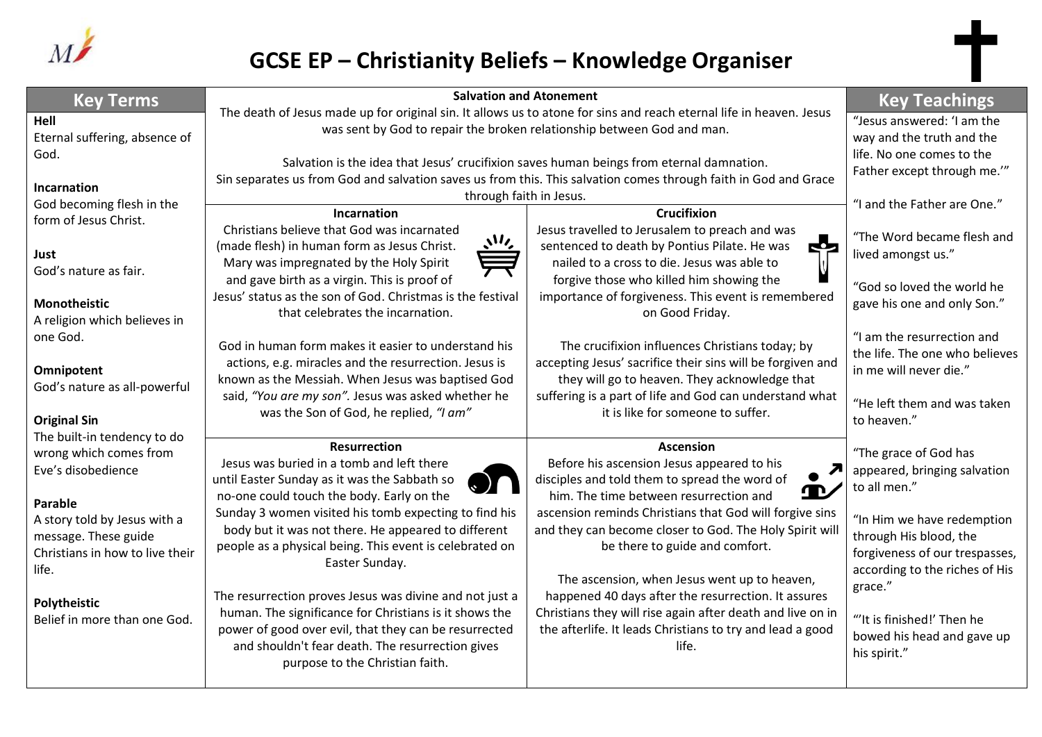# GCSE EP – Christianity Beliefs – Knowledge Organiser

## Key Terms

**Hell**
Eternal suffering, absence of God.

**Incarnation**
God becoming flesh in the form of Jesus Christ.

**Just**
God's nature as fair.

**Monotheistic**
A religion which believes in one God.

**Omnipotent**
God's nature as all-powerful

**Original Sin**
The built-in tendency to do wrong which comes from Eve's disobedience

**Parable**
A story told by Jesus with a message. These guide Christians in how to live their life.

**Polytheistic**
Belief in more than one God.

## Salvation and Atonement

The death of Jesus made up for original sin. It allows us to atone for sins and reach eternal life in heaven. Jesus was sent by God to repair the broken relationship between God and man.

Salvation is the idea that Jesus' crucifixion saves human beings from eternal damnation.
Sin separates us from God and salvation saves us from this. This salvation comes through faith in God and Grace through faith in Jesus.

### Incarnation

Christians believe that God was incarnated (made flesh) in human form as Jesus Christ. Mary was impregnated by the Holy Spirit and gave birth as a virgin. This is proof of Jesus' status as the son of God. Christmas is the festival that celebrates the incarnation.

God in human form makes it easier to understand his actions, e.g. miracles and the resurrection. Jesus is known as the Messiah. When Jesus was baptised God said, *"You are my son"*. Jesus was asked whether he was the Son of God, he replied, *"I am"*

### Crucifixion

Jesus travelled to Jerusalem to preach and was sentenced to death by Pontius Pilate. He was nailed to a cross to die. Jesus was able to forgive those who killed him showing the importance of forgiveness. This event is remembered on Good Friday.

The crucifixion influences Christians today; by accepting Jesus' sacrifice their sins will be forgiven and they will go to heaven. They acknowledge that suffering is a part of life and God can understand what it is like for someone to suffer.

### Resurrection

Jesus was buried in a tomb and left there until Easter Sunday as it was the Sabbath so no-one could touch the body. Early on the Sunday 3 women visited his tomb expecting to find his body but it was not there. He appeared to different people as a physical being. This event is celebrated on Easter Sunday.

The resurrection proves Jesus was divine and not just a human. The significance for Christians is it shows the power of good over evil, that they can be resurrected and shouldn't fear death. The resurrection gives purpose to the Christian faith.

### Ascension

Before his ascension Jesus appeared to his disciples and told them to spread the word of him. The time between resurrection and ascension reminds Christians that God will forgive sins and they can become closer to God. The Holy Spirit will be there to guide and comfort.

The ascension, when Jesus went up to heaven, happened 40 days after the resurrection. It assures Christians they will rise again after death and live on in the afterlife. It leads Christians to try and lead a good life.

## Key Teachings

"Jesus answered: 'I am the way and the truth and the life. No one comes to the Father except through me.'"

"I and the Father are One."

"The Word became flesh and lived amongst us."

"God so loved the world he gave his one and only Son."

"I am the resurrection and the life. The one who believes in me will never die."

"He left them and was taken to heaven."

"The grace of God has appeared, bringing salvation to all men."

"In Him we have redemption through His blood, the forgiveness of our trespasses, according to the riches of His grace."

"'It is finished!' Then he bowed his head and gave up his spirit."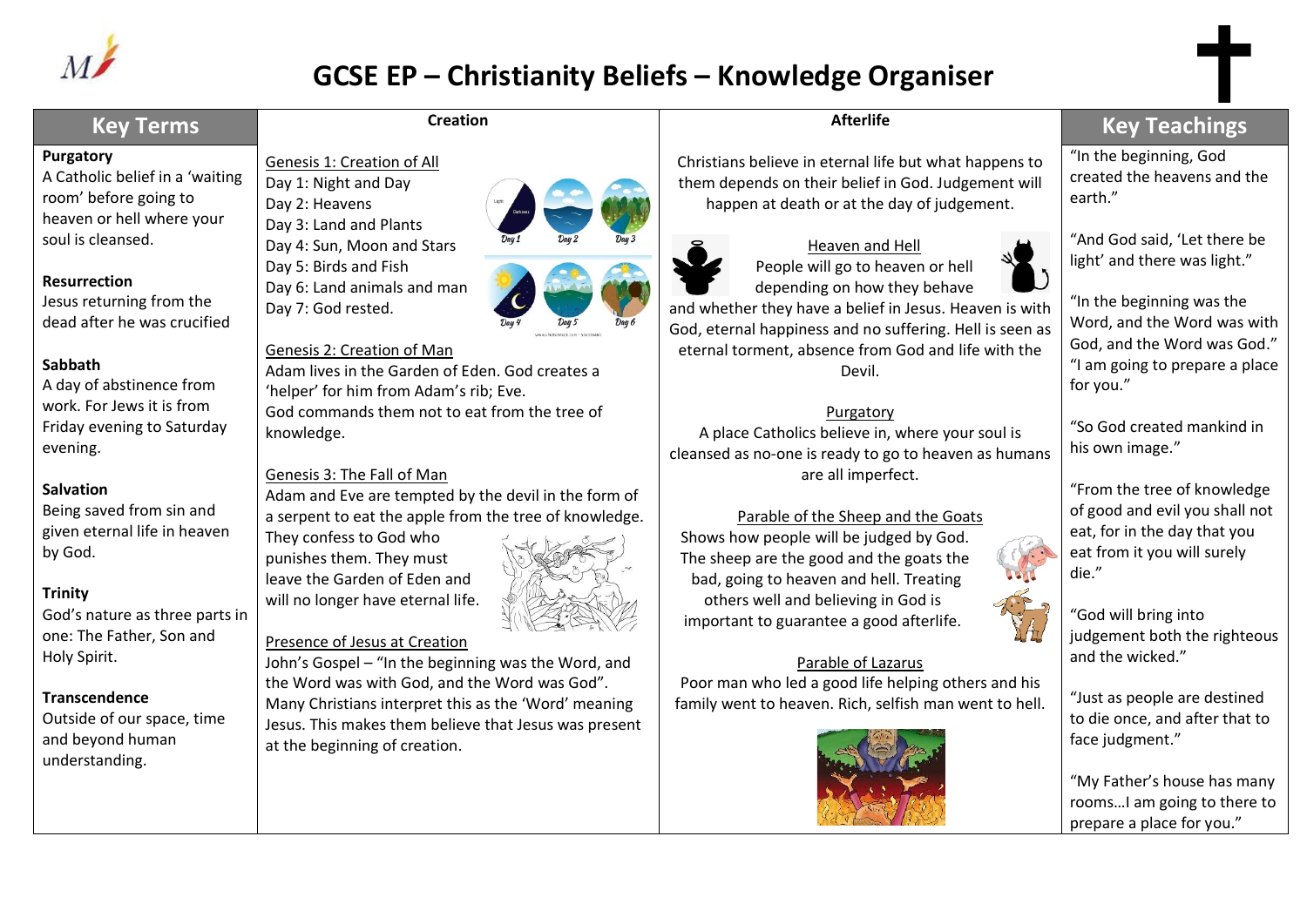# GCSE EP – Christianity Beliefs – Knowledge Organiser

## Key Terms

**Purgatory**
A Catholic belief in a 'waiting room' before going to heaven or hell where your soul is cleansed.

**Resurrection**
Jesus returning from the dead after he was crucified

**Sabbath**
A day of abstinence from work. For Jews it is from Friday evening to Saturday evening.

**Salvation**
Being saved from sin and given eternal life in heaven by God.

**Trinity**
God's nature as three parts in one: The Father, Son and Holy Spirit.

**Transcendence**
Outside of our space, time and beyond human understanding.

## Creation

Genesis 1: Creation of All

Day 1: Night and Day
Day 2: Heavens
Day 3: Land and Plants
Day 4: Sun, Moon and Stars
Day 5: Birds and Fish
Day 6: Land animals and man
Day 7: God rested.

Genesis 2: Creation of Man

Adam lives in the Garden of Eden. God creates a 'helper' for him from Adam's rib; Eve.
God commands them not to eat from the tree of knowledge.

Genesis 3: The Fall of Man

Adam and Eve are tempted by the devil in the form of a serpent to eat the apple from the tree of knowledge. They confess to God who punishes them. They must leave the Garden of Eden and will no longer have eternal life.

Presence of Jesus at Creation

John's Gospel – "In the beginning was the Word, and the Word was with God, and the Word was God". Many Christians interpret this as the 'Word' meaning Jesus. This makes them believe that Jesus was present at the beginning of creation.

## Afterlife

Christians believe in eternal life but what happens to them depends on their belief in God. Judgement will happen at death or at the day of judgement.

Heaven and Hell

People will go to heaven or hell depending on how they behave and whether they have a belief in Jesus. Heaven is with God, eternal happiness and no suffering. Hell is seen as eternal torment, absence from God and life with the Devil.

Purgatory

A place Catholics believe in, where your soul is cleansed as no-one is ready to go to heaven as humans are all imperfect.

Parable of the Sheep and the Goats

Shows how people will be judged by God. The sheep are the good and the goats the bad, going to heaven and hell. Treating others well and believing in God is important to guarantee a good afterlife.

Parable of Lazarus

Poor man who led a good life helping others and his family went to heaven. Rich, selfish man went to hell.

## Key Teachings

"In the beginning, God created the heavens and the earth."

"And God said, 'Let there be light' and there was light."

"In the beginning was the Word, and the Word was with God, and the Word was God."
"I am going to prepare a place for you."

"So God created mankind in his own image."

"From the tree of knowledge of good and evil you shall not eat, for in the day that you eat from it you will surely die."

"God will bring into judgement both the righteous and the wicked."

"Just as people are destined to die once, and after that to face judgment."

"My Father's house has many rooms…I am going to there to prepare a place for you."